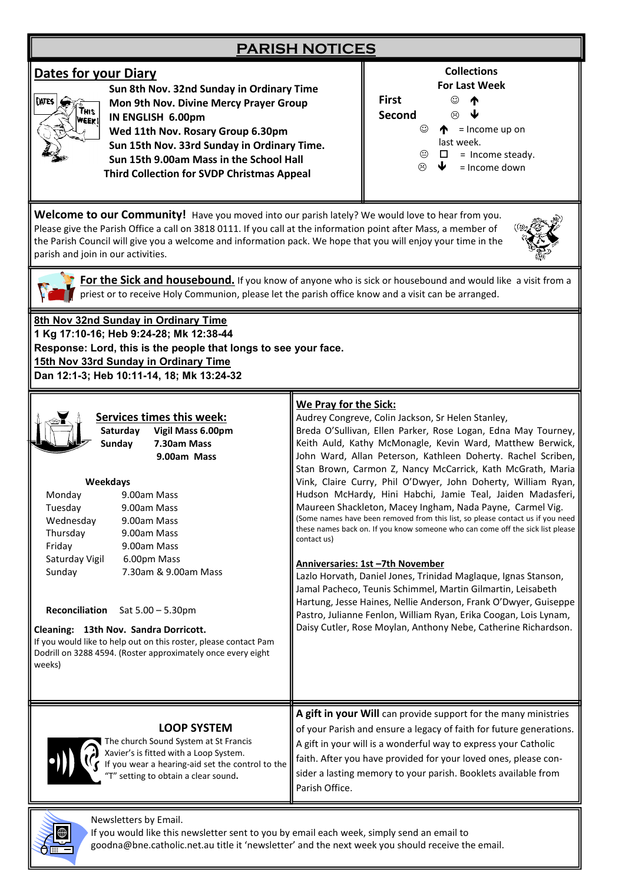# PARISH NOTICES

## Dates for your Diary

**Sun 8th Nov. 32nd Sunday in Ordinary Time**
**Mon 9th Nov. Divine Mercy Prayer Group IN ENGLISH 6.00pm**
**Wed 11th Nov. Rosary Group 6.30pm**
**Sun 15th Nov. 33rd Sunday in Ordinary Time.**
**Sun 15th 9.00am Mass in the School Hall**
**Third Collection for SVDP Christmas Appeal**

### Collections For Last Week

**First** ☺ ↑
**Second** ☹ ↓

☺ ↑ = Income up on last week.
😐 ☐ = Income steady.
☹ ↓ = Income down

**Welcome to our Community!** Have you moved into our parish lately? We would love to hear from you. Please give the Parish Office a call on 3818 0111. If you call at the information point after Mass, a member of the Parish Council will give you a welcome and information pack. We hope that you will enjoy your time in the parish and join in our activities.

**For the Sick and housebound.** If you know of anyone who is sick or housebound and would like a visit from a priest or to receive Holy Communion, please let the parish office know and a visit can be arranged.

**8th Nov 32nd Sunday in Ordinary Time**
**1 Kg 17:10-16; Heb 9:24-28; Mk 12:38-44**
**Response: Lord, this is the people that longs to see your face.**
**15th Nov 33rd Sunday in Ordinary Time**
**Dan 12:1-3; Heb 10:11-14, 18; Mk 13:24-32**

## Services times this week:

**Saturday** **Vigil Mass 6.00pm**
**Sunday** **7.30am Mass**
**9.00am Mass**

**Weekdays**

| | |
|---|---|
| Monday | 9.00am Mass |
| Tuesday | 9.00am Mass |
| Wednesday | 9.00am Mass |
| Thursday | 9.00am Mass |
| Friday | 9.00am Mass |
| Saturday Vigil | 6.00pm Mass |
| Sunday | 7.30am & 9.00am Mass |

**Reconciliation** Sat 5.00 – 5.30pm

**Cleaning: 13th Nov. Sandra Dorricott.**
If you would like to help out on this roster, please contact Pam Dodrill on 3288 4594. (Roster approximately once every eight weeks)

## We Pray for the Sick:

Audrey Congreve, Colin Jackson, Sr Helen Stanley, Breda O'Sullivan, Ellen Parker, Rose Logan, Edna May Tourney, Keith Auld, Kathy McMonagle, Kevin Ward, Matthew Berwick, John Ward, Allan Peterson, Kathleen Doherty. Rachel Scriben, Stan Brown, Carmon Z, Nancy McCarrick, Kath McGrath, Maria Vink, Claire Curry, Phil O'Dwyer, John Doherty, William Ryan, Hudson McHardy, Hini Habchi, Jamie Teal, Jaiden Madasferi, Maureen Shackleton, Macey Ingham, Nada Payne, Carmel Vig.
(Some names have been removed from this list, so please contact us if you need these names back on. If you know someone who can come off the sick list please contact us)

## Anniversaries: 1st –7th November

Lazlo Horvath, Daniel Jones, Trinidad Maglaque, Ignas Stanson, Jamal Pacheco, Teunis Schimmel, Martin Gilmartin, Leisabeth Hartung, Jesse Haines, Nellie Anderson, Frank O'Dwyer, Guiseppe Pastro, Julianne Fenlon, William Ryan, Erika Coogan, Lois Lynam, Daisy Cutler, Rose Moylan, Anthony Nebe, Catherine Richardson.

## LOOP SYSTEM

The church Sound System at St Francis Xavier's is fitted with a Loop System. If you wear a hearing-aid set the control to the "T" setting to obtain a clear sound.

**A gift in your Will** can provide support for the many ministries of your Parish and ensure a legacy of faith for future generations. A gift in your will is a wonderful way to express your Catholic faith. After you have provided for your loved ones, please consider a lasting memory to your parish. Booklets available from Parish Office.

Newsletters by Email.
If you would like this newsletter sent to you by email each week, simply send an email to goodna@bne.catholic.net.au title it 'newsletter' and the next week you should receive the email.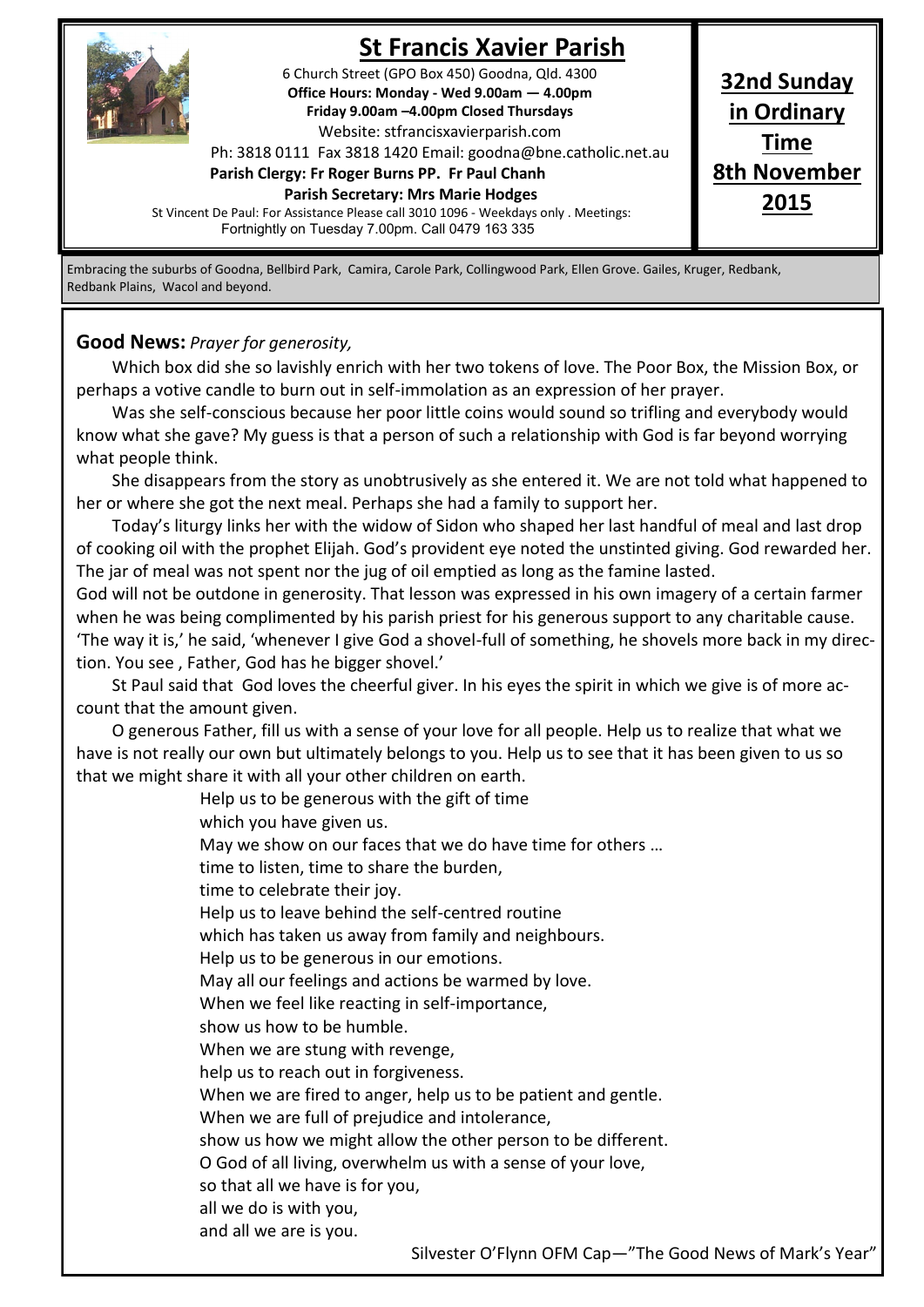# St Francis Xavier Parish

6 Church Street (GPO Box 450) Goodna, Qld. 4300
**Office Hours: Monday - Wed 9.00am — 4.00pm**
**Friday 9.00am –4.00pm Closed Thursdays**
Website: stfrancisxavierparish.com
Ph: 3818 0111 Fax 3818 1420 Email: goodna@bne.catholic.net.au
**Parish Clergy: Fr Roger Burns PP. Fr Paul Chanh**
**Parish Secretary: Mrs Marie Hodges**
St Vincent De Paul: For Assistance Please call 3010 1096 - Weekdays only . Meetings: Fortnightly on Tuesday 7.00pm. Call 0479 163 335

**32nd Sunday in Ordinary Time 8th November 2015**

Embracing the suburbs of Goodna, Bellbird Park, Camira, Carole Park, Collingwood Park, Ellen Grove. Gailes, Kruger, Redbank, Redbank Plains, Wacol and beyond.

**Good News:** *Prayer for generosity,*

Which box did she so lavishly enrich with her two tokens of love. The Poor Box, the Mission Box, or perhaps a votive candle to burn out in self-immolation as an expression of her prayer.

Was she self-conscious because her poor little coins would sound so trifling and everybody would know what she gave? My guess is that a person of such a relationship with God is far beyond worrying what people think.

She disappears from the story as unobtrusively as she entered it. We are not told what happened to her or where she got the next meal. Perhaps she had a family to support her.

Today's liturgy links her with the widow of Sidon who shaped her last handful of meal and last drop of cooking oil with the prophet Elijah. God's provident eye noted the unstinted giving. God rewarded her. The jar of meal was not spent nor the jug of oil emptied as long as the famine lasted.

God will not be outdone in generosity. That lesson was expressed in his own imagery of a certain farmer when he was being complimented by his parish priest for his generous support to any charitable cause. 'The way it is,' he said, 'whenever I give God a shovel-full of something, he shovels more back in my direction. You see , Father, God has he bigger shovel.'

St Paul said that God loves the cheerful giver. In his eyes the spirit in which we give is of more account that the amount given.

O generous Father, fill us with a sense of your love for all people. Help us to realize that what we have is not really our own but ultimately belongs to you. Help us to see that it has been given to us so that we might share it with all your other children on earth.

Help us to be generous with the gift of time
which you have given us.
May we show on our faces that we do have time for others …
time to listen, time to share the burden,
time to celebrate their joy.
Help us to leave behind the self-centred routine
which has taken us away from family and neighbours.
Help us to be generous in our emotions.
May all our feelings and actions be warmed by love.
When we feel like reacting in self-importance,
show us how to be humble.
When we are stung with revenge,
help us to reach out in forgiveness.
When we are fired to anger, help us to be patient and gentle.
When we are full of prejudice and intolerance,
show us how we might allow the other person to be different.
O God of all living, overwhelm us with a sense of your love,
so that all we have is for you,
all we do is with you,
and all we are is you.

Silvester O'Flynn OFM Cap—"The Good News of Mark's Year"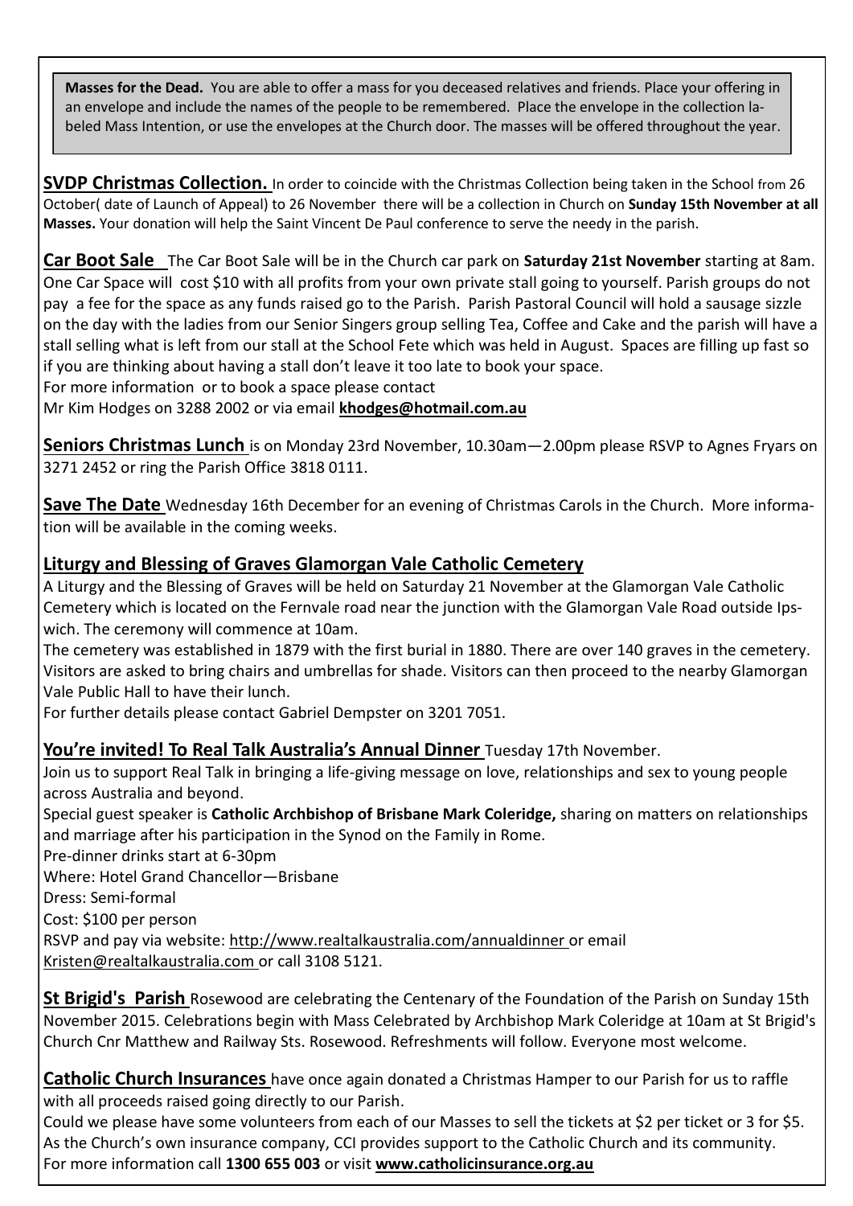**Masses for the Dead.** You are able to offer a mass for you deceased relatives and friends. Place your offering in an envelope and include the names of the people to be remembered. Place the envelope in the collection labeled Mass Intention, or use the envelopes at the Church door. The masses will be offered throughout the year.

**SVDP Christmas Collection.** In order to coincide with the Christmas Collection being taken in the School from 26 October( date of Launch of Appeal) to 26 November there will be a collection in Church on **Sunday 15th November at all Masses.** Your donation will help the Saint Vincent De Paul conference to serve the needy in the parish.

**Car Boot Sale** The Car Boot Sale will be in the Church car park on **Saturday 21st November** starting at 8am. One Car Space will cost $10 with all profits from your own private stall going to yourself. Parish groups do not pay a fee for the space as any funds raised go to the Parish. Parish Pastoral Council will hold a sausage sizzle on the day with the ladies from our Senior Singers group selling Tea, Coffee and Cake and the parish will have a stall selling what is left from our stall at the School Fete which was held in August. Spaces are filling up fast so if you are thinking about having a stall don't leave it too late to book your space.
For more information or to book a space please contact
Mr Kim Hodges on 3288 2002 or via email **khodges@hotmail.com.au**

**Seniors Christmas Lunch** is on Monday 23rd November, 10.30am—2.00pm please RSVP to Agnes Fryars on 3271 2452 or ring the Parish Office 3818 0111.

**Save The Date** Wednesday 16th December for an evening of Christmas Carols in the Church. More information will be available in the coming weeks.

**Liturgy and Blessing of Graves Glamorgan Vale Catholic Cemetery**

A Liturgy and the Blessing of Graves will be held on Saturday 21 November at the Glamorgan Vale Catholic Cemetery which is located on the Fernvale road near the junction with the Glamorgan Vale Road outside Ipswich. The ceremony will commence at 10am.
The cemetery was established in 1879 with the first burial in 1880. There are over 140 graves in the cemetery. Visitors are asked to bring chairs and umbrellas for shade. Visitors can then proceed to the nearby Glamorgan Vale Public Hall to have their lunch.
For further details please contact Gabriel Dempster on 3201 7051.

**You're invited! To Real Talk Australia's Annual Dinner** Tuesday 17th November.
Join us to support Real Talk in bringing a life-giving message on love, relationships and sex to young people across Australia and beyond.
Special guest speaker is **Catholic Archbishop of Brisbane Mark Coleridge,** sharing on matters on relationships and marriage after his participation in the Synod on the Family in Rome.
Pre-dinner drinks start at 6-30pm
Where: Hotel Grand Chancellor—Brisbane
Dress: Semi-formal
Cost: $100 per person
RSVP and pay via website: http://www.realtalkaustralia.com/annualdinner or email Kristen@realtalkaustralia.com or call 3108 5121.

**St Brigid's Parish** Rosewood are celebrating the Centenary of the Foundation of the Parish on Sunday 15th November 2015. Celebrations begin with Mass Celebrated by Archbishop Mark Coleridge at 10am at St Brigid's Church Cnr Matthew and Railway Sts. Rosewood. Refreshments will follow. Everyone most welcome.

**Catholic Church Insurances** have once again donated a Christmas Hamper to our Parish for us to raffle with all proceeds raised going directly to our Parish.
Could we please have some volunteers from each of our Masses to sell the tickets at $2 per ticket or 3 for $5.
As the Church's own insurance company, CCI provides support to the Catholic Church and its community.
For more information call **1300 655 003** or visit **www.catholicinsurance.org.au**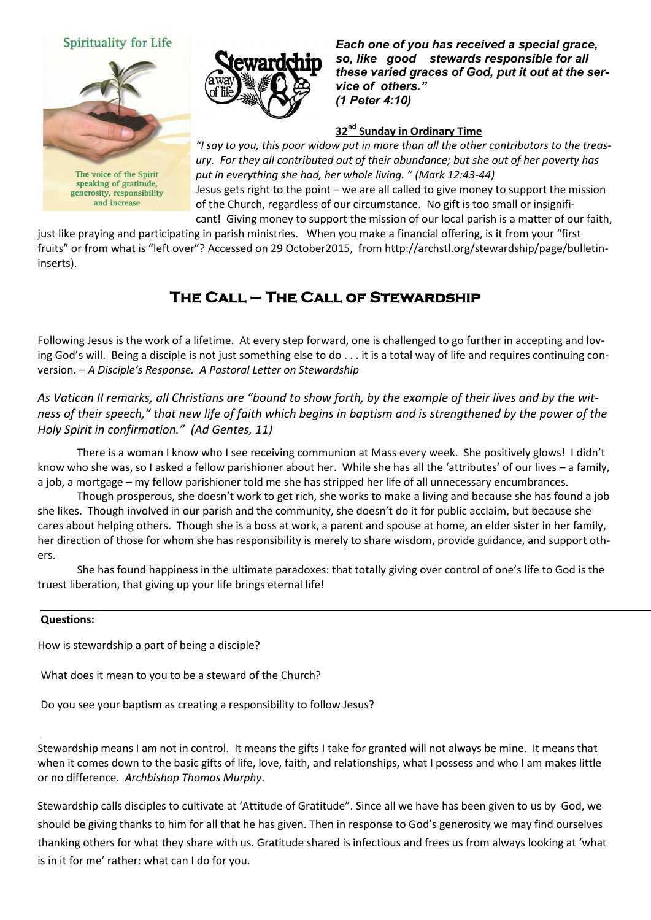Spirituality for Life

The voice of the Spirit speaking of gratitude, generosity, responsibility and increase

***Each one of you has received a special grace, so, like good stewards responsible for all these varied graces of God, put it out at the service of others." (1 Peter 4:10)***

**32nd Sunday in Ordinary Time**

*"I say to you, this poor widow put in more than all the other contributors to the treasury. For they all contributed out of their abundance; but she out of her poverty has put in everything she had, her whole living. " (Mark 12:43-44)*

Jesus gets right to the point – we are all called to give money to support the mission of the Church, regardless of our circumstance. No gift is too small or insignificant! Giving money to support the mission of our local parish is a matter of our faith, just like praying and participating in parish ministries. When you make a financial offering, is it from your "first fruits" or from what is "left over"? Accessed on 29 October2015, from http://archstl.org/stewardship/page/bulletin-inserts).

# The Call – The Call of Stewardship

Following Jesus is the work of a lifetime. At every step forward, one is challenged to go further in accepting and loving God's will. Being a disciple is not just something else to do . . . it is a total way of life and requires continuing conversion. – *A Disciple's Response. A Pastoral Letter on Stewardship*

*As Vatican II remarks, all Christians are "bound to show forth, by the example of their lives and by the witness of their speech," that new life of faith which begins in baptism and is strengthened by the power of the Holy Spirit in confirmation." (Ad Gentes, 11)*

There is a woman I know who I see receiving communion at Mass every week. She positively glows! I didn't know who she was, so I asked a fellow parishioner about her. While she has all the 'attributes' of our lives – a family, a job, a mortgage – my fellow parishioner told me she has stripped her life of all unnecessary encumbrances.

Though prosperous, she doesn't work to get rich, she works to make a living and because she has found a job she likes. Though involved in our parish and the community, she doesn't do it for public acclaim, but because she cares about helping others. Though she is a boss at work, a parent and spouse at home, an elder sister in her family, her direction of those for whom she has responsibility is merely to share wisdom, provide guidance, and support others.

She has found happiness in the ultimate paradoxes: that totally giving over control of one's life to God is the truest liberation, that giving up your life brings eternal life!

**Questions:**

How is stewardship a part of being a disciple?

What does it mean to you to be a steward of the Church?

Do you see your baptism as creating a responsibility to follow Jesus?

Stewardship means I am not in control. It means the gifts I take for granted will not always be mine. It means that when it comes down to the basic gifts of life, love, faith, and relationships, what I possess and who I am makes little or no difference. *Archbishop Thomas Murphy*.

Stewardship calls disciples to cultivate at 'Attitude of Gratitude". Since all we have has been given to us by God, we should be giving thanks to him for all that he has given. Then in response to God's generosity we may find ourselves thanking others for what they share with us. Gratitude shared is infectious and frees us from always looking at 'what is in it for me' rather: what can I do for you.